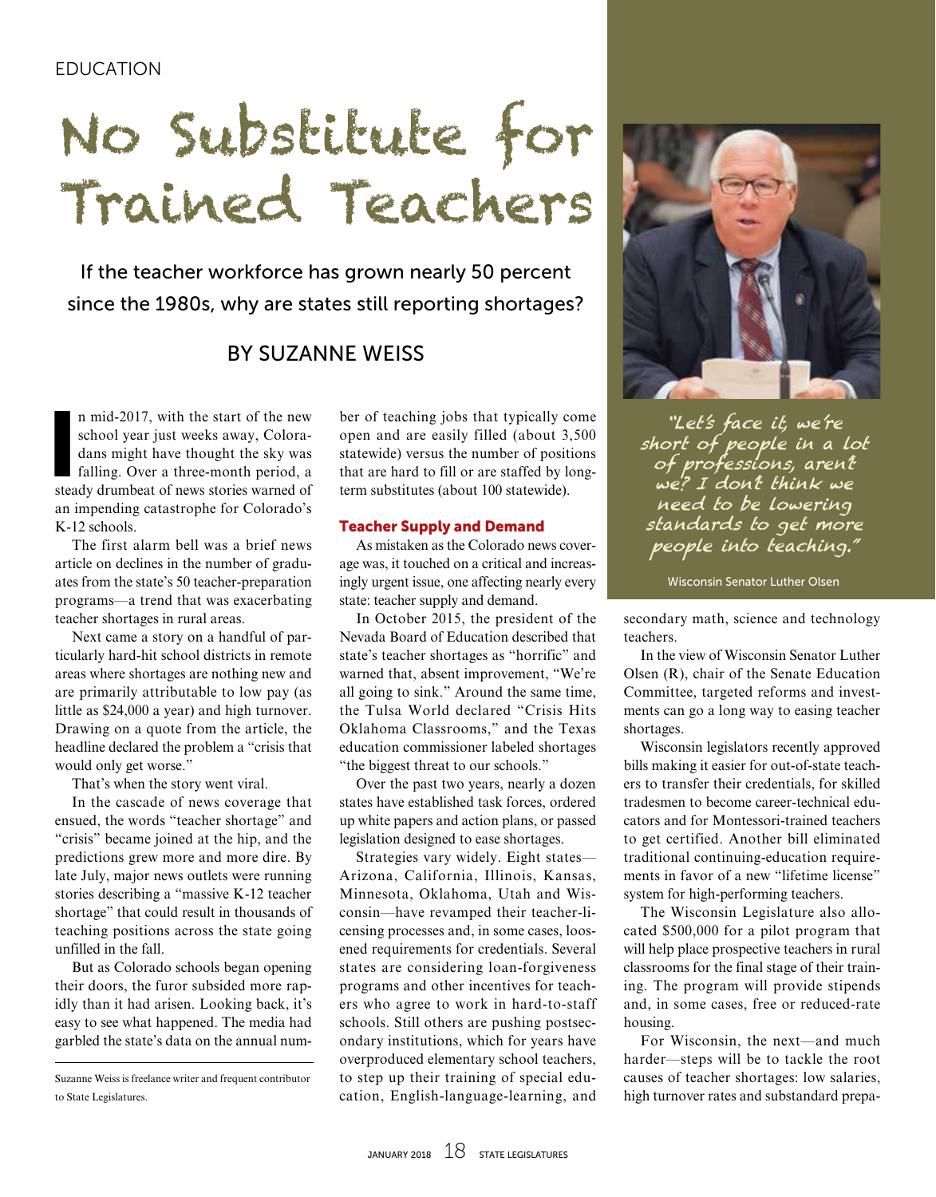EDUCATION

# No Substitute for Trained Teachers

If the teacher workforce has grown nearly 50 percent since the 1980s, why are states still reporting shortages?

BY SUZANNE WEISS

In mid-2017, with the start of the new school year just weeks away, Coloradans might have thought the sky was falling. Over a three-month period, a steady drumbeat of news stories warned of an impending catastrophe for Colorado's K-12 schools.

The first alarm bell was a brief news article on declines in the number of graduates from the state's 50 teacher-preparation programs—a trend that was exacerbating teacher shortages in rural areas.

Next came a story on a handful of particularly hard-hit school districts in remote areas where shortages are nothing new and are primarily attributable to low pay (as little as $24,000 a year) and high turnover. Drawing on a quote from the article, the headline declared the problem a "crisis that would only get worse."

That's when the story went viral.

In the cascade of news coverage that ensued, the words "teacher shortage" and "crisis" became joined at the hip, and the predictions grew more and more dire. By late July, major news outlets were running stories describing a "massive K-12 teacher shortage" that could result in thousands of teaching positions across the state going unfilled in the fall.

But as Colorado schools began opening their doors, the furor subsided more rapidly than it had arisen. Looking back, it's easy to see what happened. The media had garbled the state's data on the annual number of teaching jobs that typically come open and are easily filled (about 3,500 statewide) versus the number of positions that are hard to fill or are staffed by long-term substitutes (about 100 statewide).

Suzanne Weiss is freelance writer and frequent contributor to State Legislatures.

### Teacher Supply and Demand

As mistaken as the Colorado news coverage was, it touched on a critical and increasingly urgent issue, one affecting nearly every state: teacher supply and demand.

In October 2015, the president of the Nevada Board of Education described that state's teacher shortages as "horrific" and warned that, absent improvement, "We're all going to sink." Around the same time, the Tulsa World declared "Crisis Hits Oklahoma Classrooms," and the Texas education commissioner labeled shortages "the biggest threat to our schools."

Over the past two years, nearly a dozen states have established task forces, ordered up white papers and action plans, or passed legislation designed to ease shortages.

Strategies vary widely. Eight states—Arizona, California, Illinois, Kansas, Minnesota, Oklahoma, Utah and Wisconsin—have revamped their teacher-licensing processes and, in some cases, loosened requirements for credentials. Several states are considering loan-forgiveness programs and other incentives for teachers who agree to work in hard-to-staff schools. Still others are pushing postsecondary institutions, which for years have overproduced elementary school teachers, to step up their training of special education, English-language-learning, and secondary math, science and technology teachers.

> "Let's face it, we're short of people in a lot of professions, aren't we? I don't think we need to be lowering standards to get more people into teaching."
>
> Wisconsin Senator Luther Olsen

In the view of Wisconsin Senator Luther Olsen (R), chair of the Senate Education Committee, targeted reforms and investments can go a long way to easing teacher shortages.

Wisconsin legislators recently approved bills making it easier for out-of-state teachers to transfer their credentials, for skilled tradesmen to become career-technical educators and for Montessori-trained teachers to get certified. Another bill eliminated traditional continuing-education requirements in favor of a new "lifetime license" system for high-performing teachers.

The Wisconsin Legislature also allocated $500,000 for a pilot program that will help place prospective teachers in rural classrooms for the final stage of their training. The program will provide stipends and, in some cases, free or reduced-rate housing.

For Wisconsin, the next—and much harder—steps will be to tackle the root causes of teacher shortages: low salaries, high turnover rates and substandard prepa-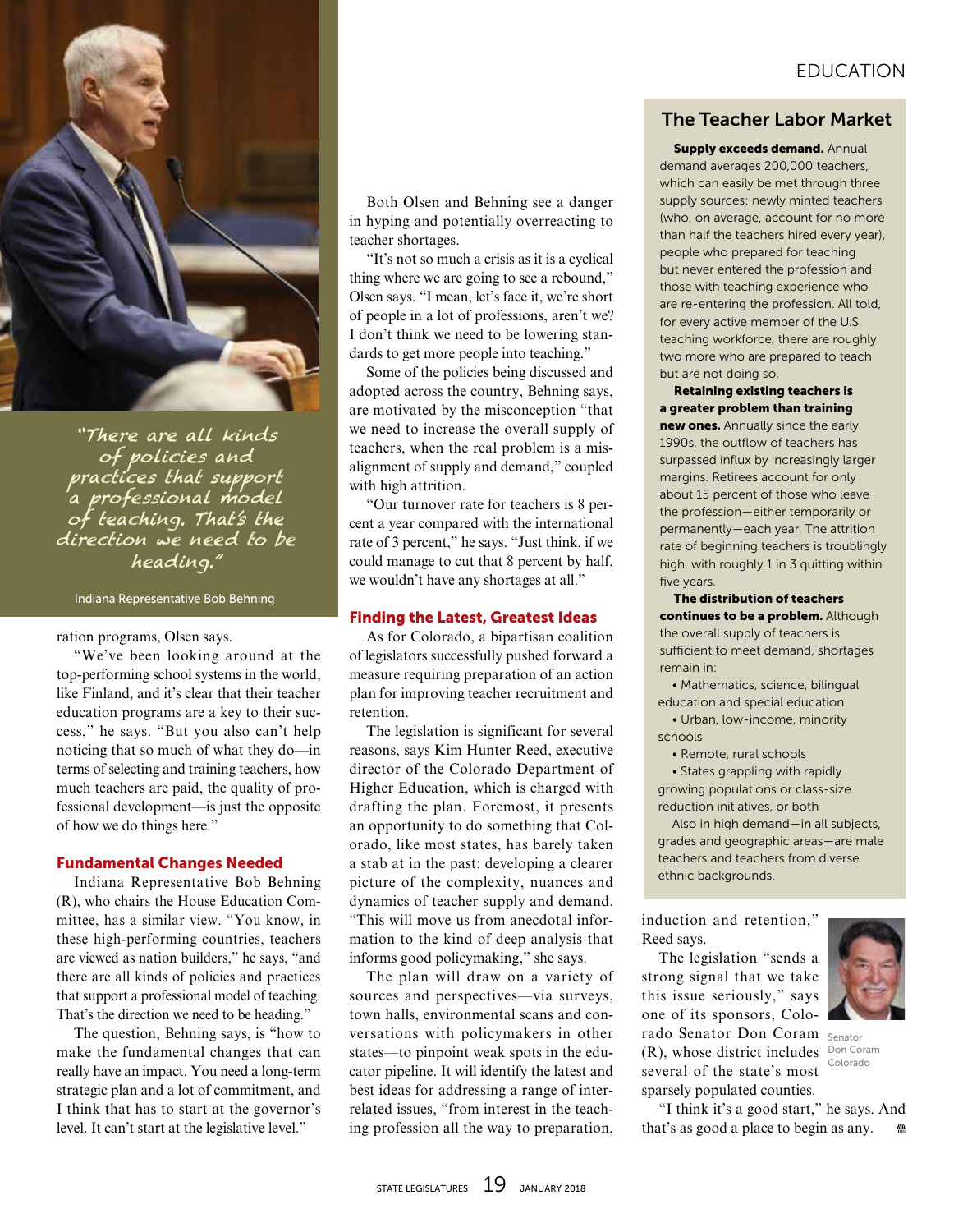"There are all kinds of policies and practices that support a professional model of teaching. That's the direction we need to be heading."

Indiana Representative Bob Behning

ration programs, Olsen says.

"We've been looking around at the top-performing school systems in the world, like Finland, and it's clear that their teacher education programs are a key to their success," he says. "But you also can't help noticing that so much of what they do—in terms of selecting and training teachers, how much teachers are paid, the quality of professional development—is just the opposite of how we do things here."

### Fundamental Changes Needed

Indiana Representative Bob Behning (R), who chairs the House Education Committee, has a similar view. "You know, in these high-performing countries, teachers are viewed as nation builders," he says, "and there are all kinds of policies and practices that support a professional model of teaching. That's the direction we need to be heading."

The question, Behning says, is "how to make the fundamental changes that can really have an impact. You need a long-term strategic plan and a lot of commitment, and I think that has to start at the governor's level. It can't start at the legislative level."

Both Olsen and Behning see a danger in hyping and potentially overreacting to teacher shortages.

"It's not so much a crisis as it is a cyclical thing where we are going to see a rebound," Olsen says. "I mean, let's face it, we're short of people in a lot of professions, aren't we? I don't think we need to be lowering standards to get more people into teaching."

Some of the policies being discussed and adopted across the country, Behning says, are motivated by the misconception "that we need to increase the overall supply of teachers, when the real problem is a misalignment of supply and demand," coupled with high attrition.

"Our turnover rate for teachers is 8 percent a year compared with the international rate of 3 percent," he says. "Just think, if we could manage to cut that 8 percent by half, we wouldn't have any shortages at all."

### Finding the Latest, Greatest Ideas

As for Colorado, a bipartisan coalition of legislators successfully pushed forward a measure requiring preparation of an action plan for improving teacher recruitment and retention.

The legislation is significant for several reasons, says Kim Hunter Reed, executive director of the Colorado Department of Higher Education, which is charged with drafting the plan. Foremost, it presents an opportunity to do something that Colorado, like most states, has barely taken a stab at in the past: developing a clearer picture of the complexity, nuances and dynamics of teacher supply and demand. "This will move us from anecdotal information to the kind of deep analysis that informs good policymaking," she says.

The plan will draw on a variety of sources and perspectives—via surveys, town halls, environmental scans and conversations with policymakers in other states—to pinpoint weak spots in the educator pipeline. It will identify the latest and best ideas for addressing a range of interrelated issues, "from interest in the teaching profession all the way to preparation, induction and retention," Reed says.

The legislation "sends a strong signal that we take this issue seriously," says one of its sponsors, Colorado Senator Don Coram (R), whose district includes several of the state's most sparsely populated counties.

Senator Don Coram
Colorado

"I think it's a good start," he says. And that's as good a place to begin as any.

## The Teacher Labor Market

**Supply exceeds demand.** Annual demand averages 200,000 teachers, which can easily be met through three supply sources: newly minted teachers (who, on average, account for no more than half the teachers hired every year), people who prepared for teaching but never entered the profession and those with teaching experience who are re-entering the profession. All told, for every active member of the U.S. teaching workforce, there are roughly two more who are prepared to teach but are not doing so.

**Retaining existing teachers is a greater problem than training new ones.** Annually since the early 1990s, the outflow of teachers has surpassed influx by increasingly larger margins. Retirees account for only about 15 percent of those who leave the profession—either temporarily or permanently—each year. The attrition rate of beginning teachers is troublingly high, with roughly 1 in 3 quitting within five years.

**The distribution of teachers continues to be a problem.** Although the overall supply of teachers is sufficient to meet demand, shortages remain in:

- Mathematics, science, bilingual education and special education
- Urban, low-income, minority schools
- Remote, rural schools
- States grappling with rapidly growing populations or class-size reduction initiatives, or both

Also in high demand—in all subjects, grades and geographic areas—are male teachers and teachers from diverse ethnic backgrounds.